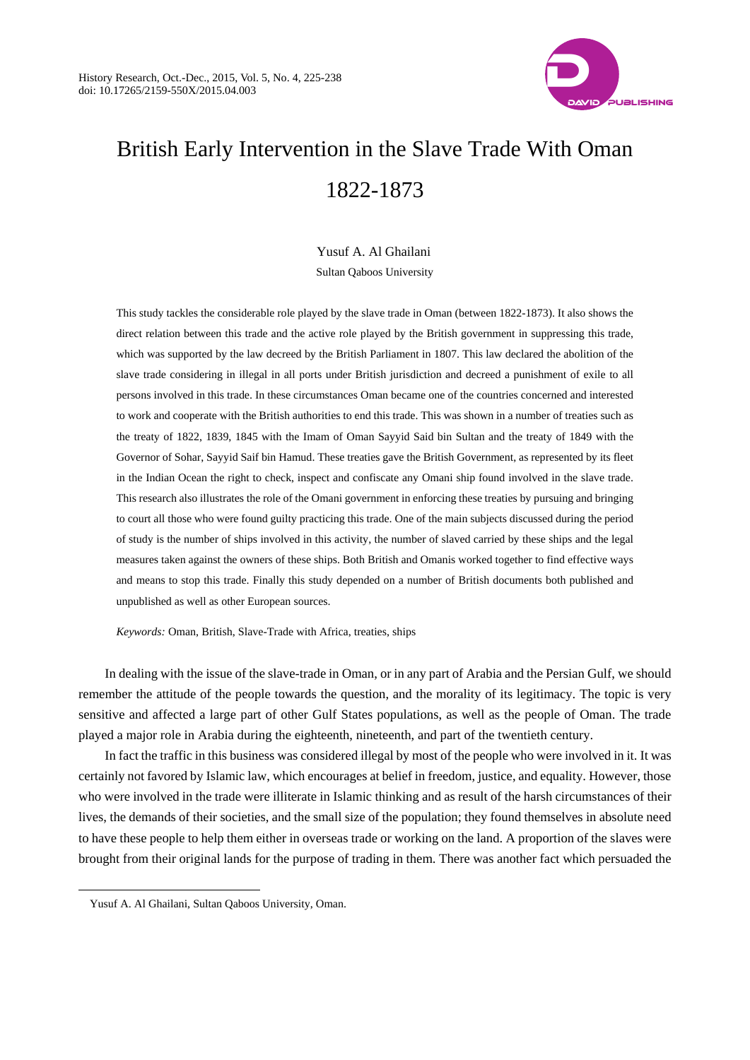# British Early Intervention in the Slave Trade With Oman 1822-1873

Yusuf A. Al Ghailani

Sultan Qaboos University

This study tackles the considerable role played by the slave trade in Oman (between 1822-1873). It also shows the direct relation between this trade and the active role played by the British government in suppressing this trade, which was supported by the law decreed by the British Parliament in 1807. This law declared the abolition of the slave trade considering in illegal in all ports under British jurisdiction and decreed a punishment of exile to all persons involved in this trade. In these circumstances Oman became one of the countries concerned and interested to work and cooperate with the British authorities to end this trade. This was shown in a number of treaties such as the treaty of 1822, 1839, 1845 with the Imam of Oman Sayyid Said bin Sultan and the treaty of 1849 with the Governor of Sohar, Sayyid Saif bin Hamud. These treaties gave the British Government, as represented by its fleet in the Indian Ocean the right to check, inspect and confiscate any Omani ship found involved in the slave trade. This research also illustrates the role of the Omani government in enforcing these treaties by pursuing and bringing to court all those who were found guilty practicing this trade. One of the main subjects discussed during the period of study is the number of ships involved in this activity, the number of slaved carried by these ships and the legal measures taken against the owners of these ships. Both British and Omanis worked together to find effective ways and means to stop this trade. Finally this study depended on a number of British documents both published and unpublished as well as other European sources.

*Keywords:* Oman, British, Slave-Trade with Africa, treaties, ships

In dealing with the issue of the slave-trade in Oman, or in any part of Arabia and the Persian Gulf, we should remember the attitude of the people towards the question, and the morality of its legitimacy. The topic is very sensitive and affected a large part of other Gulf States populations, as well as the people of Oman. The trade played a major role in Arabia during the eighteenth, nineteenth, and part of the twentieth century.

In fact the traffic in this business was considered illegal by most of the people who were involved in it. It was certainly not favored by Islamic law, which encourages at belief in freedom, justice, and equality. However, those who were involved in the trade were illiterate in Islamic thinking and as result of the harsh circumstances of their lives, the demands of their societies, and the small size of the population; they found themselves in absolute need to have these people to help them either in overseas trade or working on the land. A proportion of the slaves were brought from their original lands for the purpose of trading in them. There was another fact which persuaded the

---

Yusuf A. Al Ghailani, Sultan Qaboos University, Oman.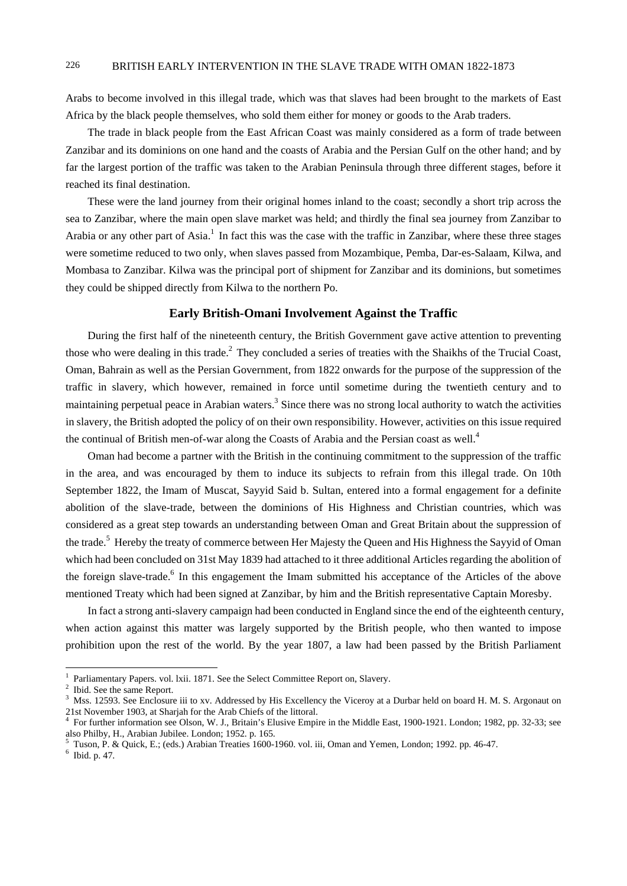Arabs to become involved in this illegal trade, which was that slaves had been brought to the markets of East Africa by the black people themselves, who sold them either for money or goods to the Arab traders.

The trade in black people from the East African Coast was mainly considered as a form of trade between Zanzibar and its dominions on one hand and the coasts of Arabia and the Persian Gulf on the other hand; and by far the largest portion of the traffic was taken to the Arabian Peninsula through three different stages, before it reached its final destination.

These were the land journey from their original homes inland to the coast; secondly a short trip across the sea to Zanzibar, where the main open slave market was held; and thirdly the final sea journey from Zanzibar to Arabia or any other part of Asia.[1] In fact this was the case with the traffic in Zanzibar, where these three stages were sometime reduced to two only, when slaves passed from Mozambique, Pemba, Dar-es-Salaam, Kilwa, and Mombasa to Zanzibar. Kilwa was the principal port of shipment for Zanzibar and its dominions, but sometimes they could be shipped directly from Kilwa to the northern Po.

## Early British-Omani Involvement Against the Traffic

During the first half of the nineteenth century, the British Government gave active attention to preventing those who were dealing in this trade.[2] They concluded a series of treaties with the Shaikhs of the Trucial Coast, Oman, Bahrain as well as the Persian Government, from 1822 onwards for the purpose of the suppression of the traffic in slavery, which however, remained in force until sometime during the twentieth century and to maintaining perpetual peace in Arabian waters.[3] Since there was no strong local authority to watch the activities in slavery, the British adopted the policy of on their own responsibility. However, activities on this issue required the continual of British men-of-war along the Coasts of Arabia and the Persian coast as well.[4]

Oman had become a partner with the British in the continuing commitment to the suppression of the traffic in the area, and was encouraged by them to induce its subjects to refrain from this illegal trade. On 10th September 1822, the Imam of Muscat, Sayyid Said b. Sultan, entered into a formal engagement for a definite abolition of the slave-trade, between the dominions of His Highness and Christian countries, which was considered as a great step towards an understanding between Oman and Great Britain about the suppression of the trade.[5] Hereby the treaty of commerce between Her Majesty the Queen and His Highness the Sayyid of Oman which had been concluded on 31st May 1839 had attached to it three additional Articles regarding the abolition of the foreign slave-trade.[6] In this engagement the Imam submitted his acceptance of the Articles of the above mentioned Treaty which had been signed at Zanzibar, by him and the British representative Captain Moresby.

In fact a strong anti-slavery campaign had been conducted in England since the end of the eighteenth century, when action against this matter was largely supported by the British people, who then wanted to impose prohibition upon the rest of the world. By the year 1807, a law had been passed by the British Parliament

---

[1] Parliamentary Papers. vol. lxii. 1871. See the Select Committee Report on, Slavery.

[2] Ibid. See the same Report.

[3] Mss. 12593. See Enclosure iii to xv. Addressed by His Excellency the Viceroy at a Durbar held on board H. M. S. Argonaut on 21st November 1903, at Sharjah for the Arab Chiefs of the littoral.

[4] For further information see Olson, W. J., Britain's Elusive Empire in the Middle East, 1900-1921. London; 1982, pp. 32-33; see also Philby, H., Arabian Jubilee. London; 1952. p. 165.

[5] Tuson, P. & Quick, E.; (eds.) Arabian Treaties 1600-1960. vol. iii, Oman and Yemen, London; 1992. pp. 46-47.

[6] Ibid. p. 47.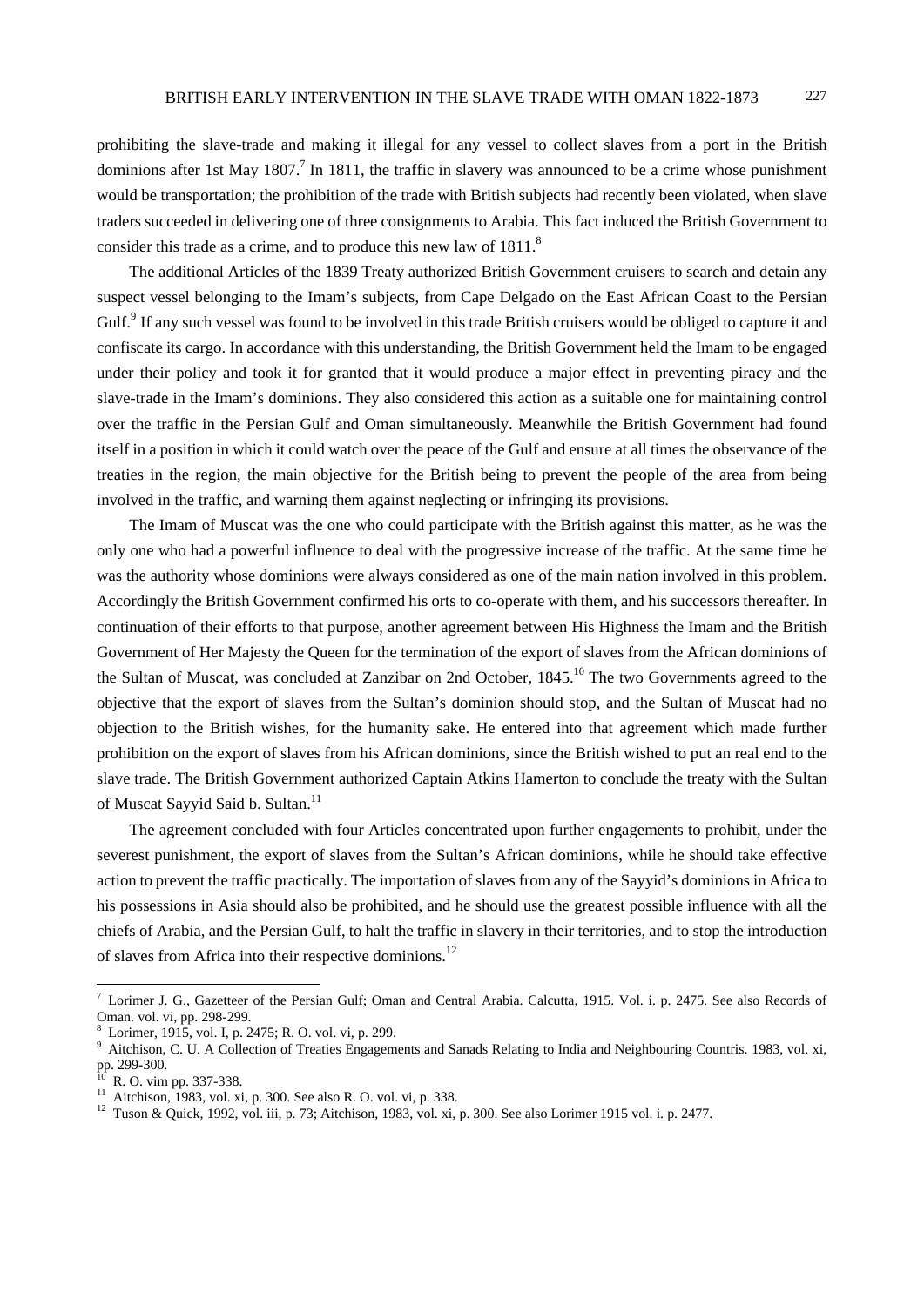prohibiting the slave-trade and making it illegal for any vessel to collect slaves from a port in the British dominions after 1st May 1807.[7] In 1811, the traffic in slavery was announced to be a crime whose punishment would be transportation; the prohibition of the trade with British subjects had recently been violated, when slave traders succeeded in delivering one of three consignments to Arabia. This fact induced the British Government to consider this trade as a crime, and to produce this new law of 1811.[8]

The additional Articles of the 1839 Treaty authorized British Government cruisers to search and detain any suspect vessel belonging to the Imam's subjects, from Cape Delgado on the East African Coast to the Persian Gulf.[9] If any such vessel was found to be involved in this trade British cruisers would be obliged to capture it and confiscate its cargo. In accordance with this understanding, the British Government held the Imam to be engaged under their policy and took it for granted that it would produce a major effect in preventing piracy and the slave-trade in the Imam's dominions. They also considered this action as a suitable one for maintaining control over the traffic in the Persian Gulf and Oman simultaneously. Meanwhile the British Government had found itself in a position in which it could watch over the peace of the Gulf and ensure at all times the observance of the treaties in the region, the main objective for the British being to prevent the people of the area from being involved in the traffic, and warning them against neglecting or infringing its provisions.

The Imam of Muscat was the one who could participate with the British against this matter, as he was the only one who had a powerful influence to deal with the progressive increase of the traffic. At the same time he was the authority whose dominions were always considered as one of the main nation involved in this problem. Accordingly the British Government confirmed his orts to co-operate with them, and his successors thereafter. In continuation of their efforts to that purpose, another agreement between His Highness the Imam and the British Government of Her Majesty the Queen for the termination of the export of slaves from the African dominions of the Sultan of Muscat, was concluded at Zanzibar on 2nd October, 1845.[10] The two Governments agreed to the objective that the export of slaves from the Sultan's dominion should stop, and the Sultan of Muscat had no objection to the British wishes, for the humanity sake. He entered into that agreement which made further prohibition on the export of slaves from his African dominions, since the British wished to put an real end to the slave trade. The British Government authorized Captain Atkins Hamerton to conclude the treaty with the Sultan of Muscat Sayyid Said b. Sultan.[11]

The agreement concluded with four Articles concentrated upon further engagements to prohibit, under the severest punishment, the export of slaves from the Sultan's African dominions, while he should take effective action to prevent the traffic practically. The importation of slaves from any of the Sayyid's dominions in Africa to his possessions in Asia should also be prohibited, and he should use the greatest possible influence with all the chiefs of Arabia, and the Persian Gulf, to halt the traffic in slavery in their territories, and to stop the introduction of slaves from Africa into their respective dominions.[12]

---

[7] Lorimer J. G., Gazetteer of the Persian Gulf; Oman and Central Arabia. Calcutta, 1915. Vol. i. p. 2475. See also Records of Oman. vol. vi, pp. 298-299.

[8] Lorimer, 1915, vol. I, p. 2475; R. O. vol. vi, p. 299.

[9] Aitchison, C. U. A Collection of Treaties Engagements and Sanads Relating to India and Neighbouring Countris. 1983, vol. xi, pp. 299-300.

[10] R. O. vim pp. 337-338.

[11] Aitchison, 1983, vol. xi, p. 300. See also R. O. vol. vi, p. 338.

[12] Tuson & Quick, 1992, vol. iii, p. 73; Aitchison, 1983, vol. xi, p. 300. See also Lorimer 1915 vol. i. p. 2477.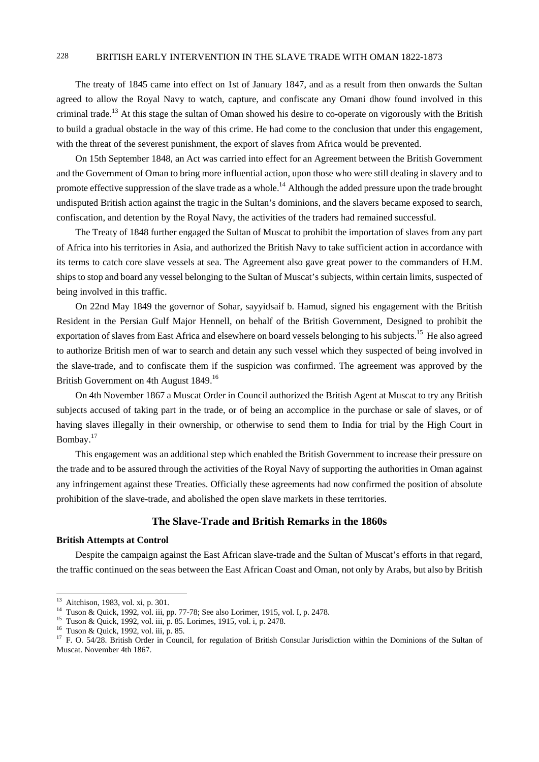The treaty of 1845 came into effect on 1st of January 1847, and as a result from then onwards the Sultan agreed to allow the Royal Navy to watch, capture, and confiscate any Omani dhow found involved in this criminal trade.[13] At this stage the sultan of Oman showed his desire to co-operate on vigorously with the British to build a gradual obstacle in the way of this crime. He had come to the conclusion that under this engagement, with the threat of the severest punishment, the export of slaves from Africa would be prevented.

On 15th September 1848, an Act was carried into effect for an Agreement between the British Government and the Government of Oman to bring more influential action, upon those who were still dealing in slavery and to promote effective suppression of the slave trade as a whole.[14] Although the added pressure upon the trade brought undisputed British action against the tragic in the Sultan's dominions, and the slavers became exposed to search, confiscation, and detention by the Royal Navy, the activities of the traders had remained successful.

The Treaty of 1848 further engaged the Sultan of Muscat to prohibit the importation of slaves from any part of Africa into his territories in Asia, and authorized the British Navy to take sufficient action in accordance with its terms to catch core slave vessels at sea. The Agreement also gave great power to the commanders of H.M. ships to stop and board any vessel belonging to the Sultan of Muscat's subjects, within certain limits, suspected of being involved in this traffic.

On 22nd May 1849 the governor of Sohar, sayyidsaif b. Hamud, signed his engagement with the British Resident in the Persian Gulf Major Hennell, on behalf of the British Government, Designed to prohibit the exportation of slaves from East Africa and elsewhere on board vessels belonging to his subjects.[15] He also agreed to authorize British men of war to search and detain any such vessel which they suspected of being involved in the slave-trade, and to confiscate them if the suspicion was confirmed. The agreement was approved by the British Government on 4th August 1849.[16]

On 4th November 1867 a Muscat Order in Council authorized the British Agent at Muscat to try any British subjects accused of taking part in the trade, or of being an accomplice in the purchase or sale of slaves, or of having slaves illegally in their ownership, or otherwise to send them to India for trial by the High Court in Bombay.[17]

This engagement was an additional step which enabled the British Government to increase their pressure on the trade and to be assured through the activities of the Royal Navy of supporting the authorities in Oman against any infringement against these Treaties. Officially these agreements had now confirmed the position of absolute prohibition of the slave-trade, and abolished the open slave markets in these territories.

## The Slave-Trade and British Remarks in the 1860s

### British Attempts at Control

Despite the campaign against the East African slave-trade and the Sultan of Muscat's efforts in that regard, the traffic continued on the seas between the East African Coast and Oman, not only by Arabs, but also by British

---

[13] Aitchison, 1983, vol. xi, p. 301.

[14] Tuson & Quick, 1992, vol. iii, pp. 77-78; See also Lorimer, 1915, vol. I, p. 2478.

[15] Tuson & Quick, 1992, vol. iii, p. 85. Lorimes, 1915, vol. i, p. 2478.

[16] Tuson & Quick, 1992, vol. iii, p. 85.

[17] F. O. 54/28. British Order in Council, for regulation of British Consular Jurisdiction within the Dominions of the Sultan of Muscat. November 4th 1867.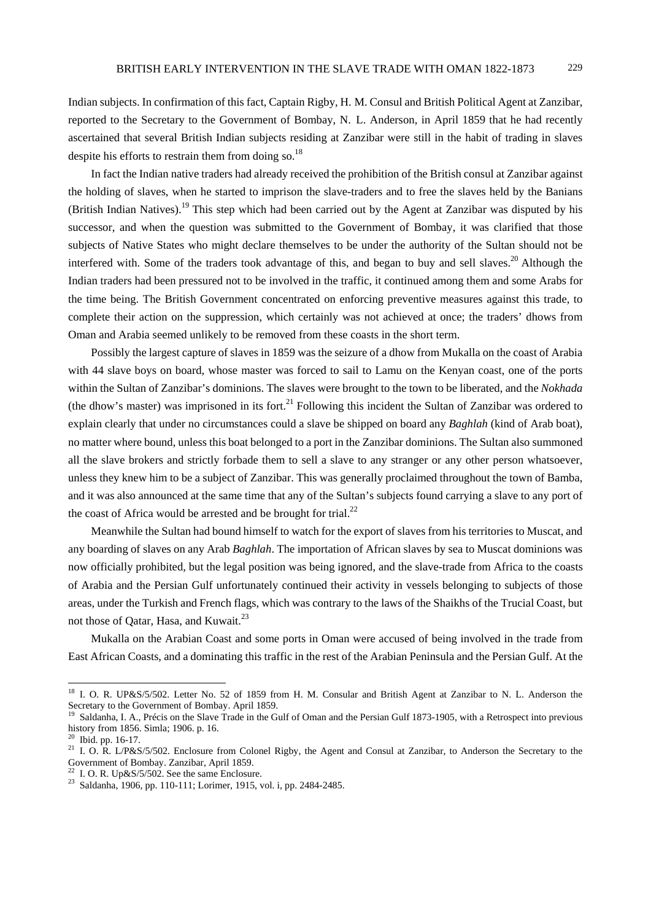Indian subjects. In confirmation of this fact, Captain Rigby, H. M. Consul and British Political Agent at Zanzibar, reported to the Secretary to the Government of Bombay, N. L. Anderson, in April 1859 that he had recently ascertained that several British Indian subjects residing at Zanzibar were still in the habit of trading in slaves despite his efforts to restrain them from doing so.[18]

In fact the Indian native traders had already received the prohibition of the British consul at Zanzibar against the holding of slaves, when he started to imprison the slave-traders and to free the slaves held by the Banians (British Indian Natives).[19] This step which had been carried out by the Agent at Zanzibar was disputed by his successor, and when the question was submitted to the Government of Bombay, it was clarified that those subjects of Native States who might declare themselves to be under the authority of the Sultan should not be interfered with. Some of the traders took advantage of this, and began to buy and sell slaves.[20] Although the Indian traders had been pressured not to be involved in the traffic, it continued among them and some Arabs for the time being. The British Government concentrated on enforcing preventive measures against this trade, to complete their action on the suppression, which certainly was not achieved at once; the traders' dhows from Oman and Arabia seemed unlikely to be removed from these coasts in the short term.

Possibly the largest capture of slaves in 1859 was the seizure of a dhow from Mukalla on the coast of Arabia with 44 slave boys on board, whose master was forced to sail to Lamu on the Kenyan coast, one of the ports within the Sultan of Zanzibar's dominions. The slaves were brought to the town to be liberated, and the *Nokhada* (the dhow's master) was imprisoned in its fort.[21] Following this incident the Sultan of Zanzibar was ordered to explain clearly that under no circumstances could a slave be shipped on board any *Baghlah* (kind of Arab boat), no matter where bound, unless this boat belonged to a port in the Zanzibar dominions. The Sultan also summoned all the slave brokers and strictly forbade them to sell a slave to any stranger or any other person whatsoever, unless they knew him to be a subject of Zanzibar. This was generally proclaimed throughout the town of Bamba, and it was also announced at the same time that any of the Sultan's subjects found carrying a slave to any port of the coast of Africa would be arrested and be brought for trial.[22]

Meanwhile the Sultan had bound himself to watch for the export of slaves from his territories to Muscat, and any boarding of slaves on any Arab *Baghlah*. The importation of African slaves by sea to Muscat dominions was now officially prohibited, but the legal position was being ignored, and the slave-trade from Africa to the coasts of Arabia and the Persian Gulf unfortunately continued their activity in vessels belonging to subjects of those areas, under the Turkish and French flags, which was contrary to the laws of the Shaikhs of the Trucial Coast, but not those of Qatar, Hasa, and Kuwait.[23]

Mukalla on the Arabian Coast and some ports in Oman were accused of being involved in the trade from East African Coasts, and a dominating this traffic in the rest of the Arabian Peninsula and the Persian Gulf. At the

---

[18] I. O. R. UP&S/5/502. Letter No. 52 of 1859 from H. M. Consular and British Agent at Zanzibar to N. L. Anderson the Secretary to the Government of Bombay. April 1859.

[19] Saldanha, I. A., Précis on the Slave Trade in the Gulf of Oman and the Persian Gulf 1873-1905, with a Retrospect into previous history from 1856. Simla; 1906. p. 16.

[20] Ibid. pp. 16-17.

[21] I. O. R. L/P&S/5/502. Enclosure from Colonel Rigby, the Agent and Consul at Zanzibar, to Anderson the Secretary to the Government of Bombay. Zanzibar, April 1859.

[22] I. O. R. Up&S/5/502. See the same Enclosure.

[23] Saldanha, 1906, pp. 110-111; Lorimer, 1915, vol. i, pp. 2484-2485.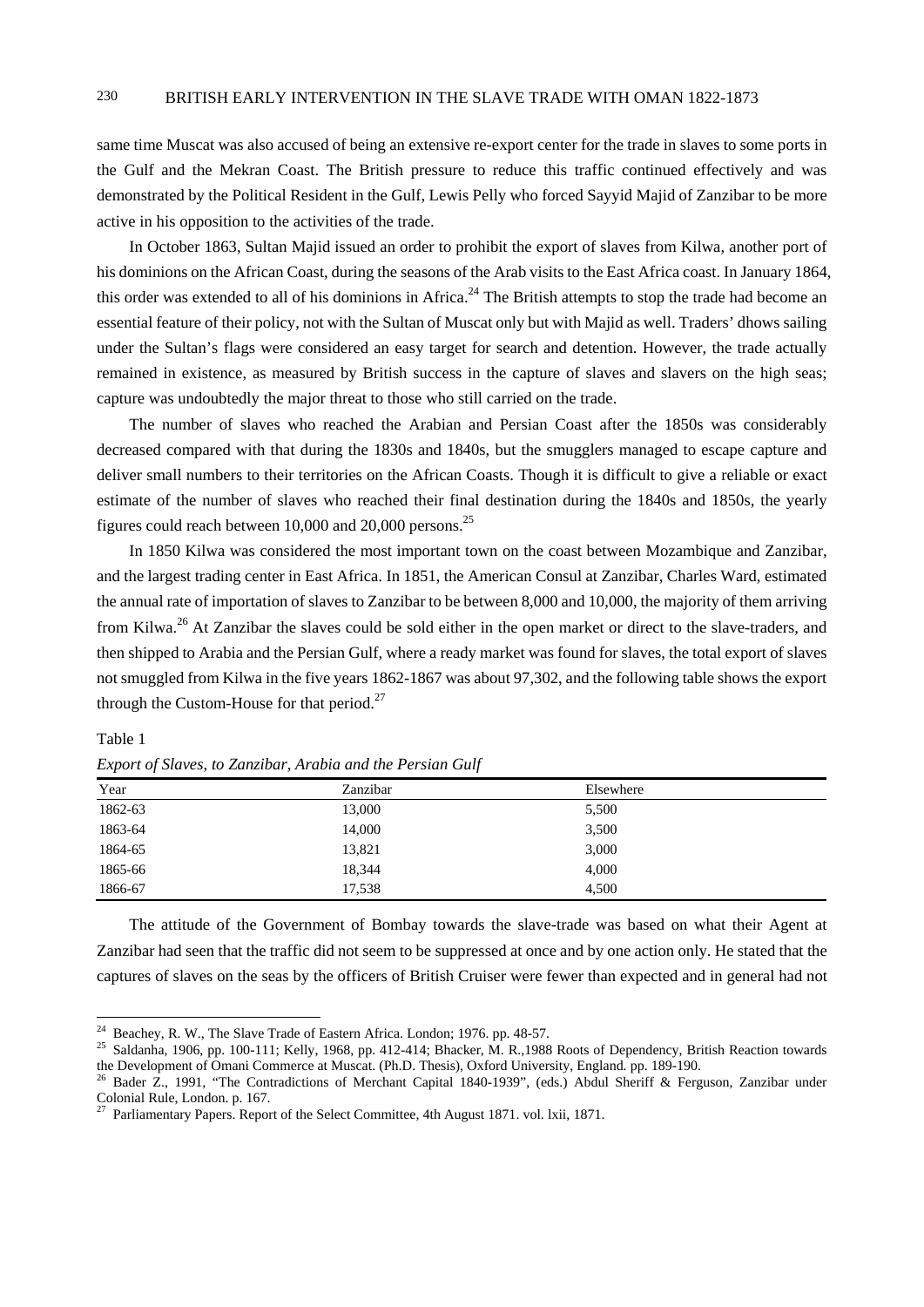same time Muscat was also accused of being an extensive re-export center for the trade in slaves to some ports in the Gulf and the Mekran Coast. The British pressure to reduce this traffic continued effectively and was demonstrated by the Political Resident in the Gulf, Lewis Pelly who forced Sayyid Majid of Zanzibar to be more active in his opposition to the activities of the trade.

In October 1863, Sultan Majid issued an order to prohibit the export of slaves from Kilwa, another port of his dominions on the African Coast, during the seasons of the Arab visits to the East Africa coast. In January 1864, this order was extended to all of his dominions in Africa.[24] The British attempts to stop the trade had become an essential feature of their policy, not with the Sultan of Muscat only but with Majid as well. Traders' dhows sailing under the Sultan's flags were considered an easy target for search and detention. However, the trade actually remained in existence, as measured by British success in the capture of slaves and slavers on the high seas; capture was undoubtedly the major threat to those who still carried on the trade.

The number of slaves who reached the Arabian and Persian Coast after the 1850s was considerably decreased compared with that during the 1830s and 1840s, but the smugglers managed to escape capture and deliver small numbers to their territories on the African Coasts. Though it is difficult to give a reliable or exact estimate of the number of slaves who reached their final destination during the 1840s and 1850s, the yearly figures could reach between 10,000 and 20,000 persons.[25]

In 1850 Kilwa was considered the most important town on the coast between Mozambique and Zanzibar, and the largest trading center in East Africa. In 1851, the American Consul at Zanzibar, Charles Ward, estimated the annual rate of importation of slaves to Zanzibar to be between 8,000 and 10,000, the majority of them arriving from Kilwa.[26] At Zanzibar the slaves could be sold either in the open market or direct to the slave-traders, and then shipped to Arabia and the Persian Gulf, where a ready market was found for slaves, the total export of slaves not smuggled from Kilwa in the five years 1862-1867 was about 97,302, and the following table shows the export through the Custom-House for that period.[27]

Table 1

*Export of Slaves, to Zanzibar, Arabia and the Persian Gulf*

| Year | Zanzibar | Elsewhere |
|---|---|---|
| 1862-63 | 13,000 | 5,500 |
| 1863-64 | 14,000 | 3,500 |
| 1864-65 | 13,821 | 3,000 |
| 1865-66 | 18,344 | 4,000 |
| 1866-67 | 17,538 | 4,500 |

The attitude of the Government of Bombay towards the slave-trade was based on what their Agent at Zanzibar had seen that the traffic did not seem to be suppressed at once and by one action only. He stated that the captures of slaves on the seas by the officers of British Cruiser were fewer than expected and in general had not

---

[24] Beachey, R. W., The Slave Trade of Eastern Africa. London; 1976. pp. 48-57.

[25] Saldanha, 1906, pp. 100-111; Kelly, 1968, pp. 412-414; Bhacker, M. R.,1988 Roots of Dependency, British Reaction towards the Development of Omani Commerce at Muscat. (Ph.D. Thesis), Oxford University, England. pp. 189-190.

[26] Bader Z., 1991, "The Contradictions of Merchant Capital 1840-1939", (eds.) Abdul Sheriff & Ferguson, Zanzibar under Colonial Rule, London. p. 167.

[27] Parliamentary Papers. Report of the Select Committee, 4th August 1871. vol. lxii, 1871.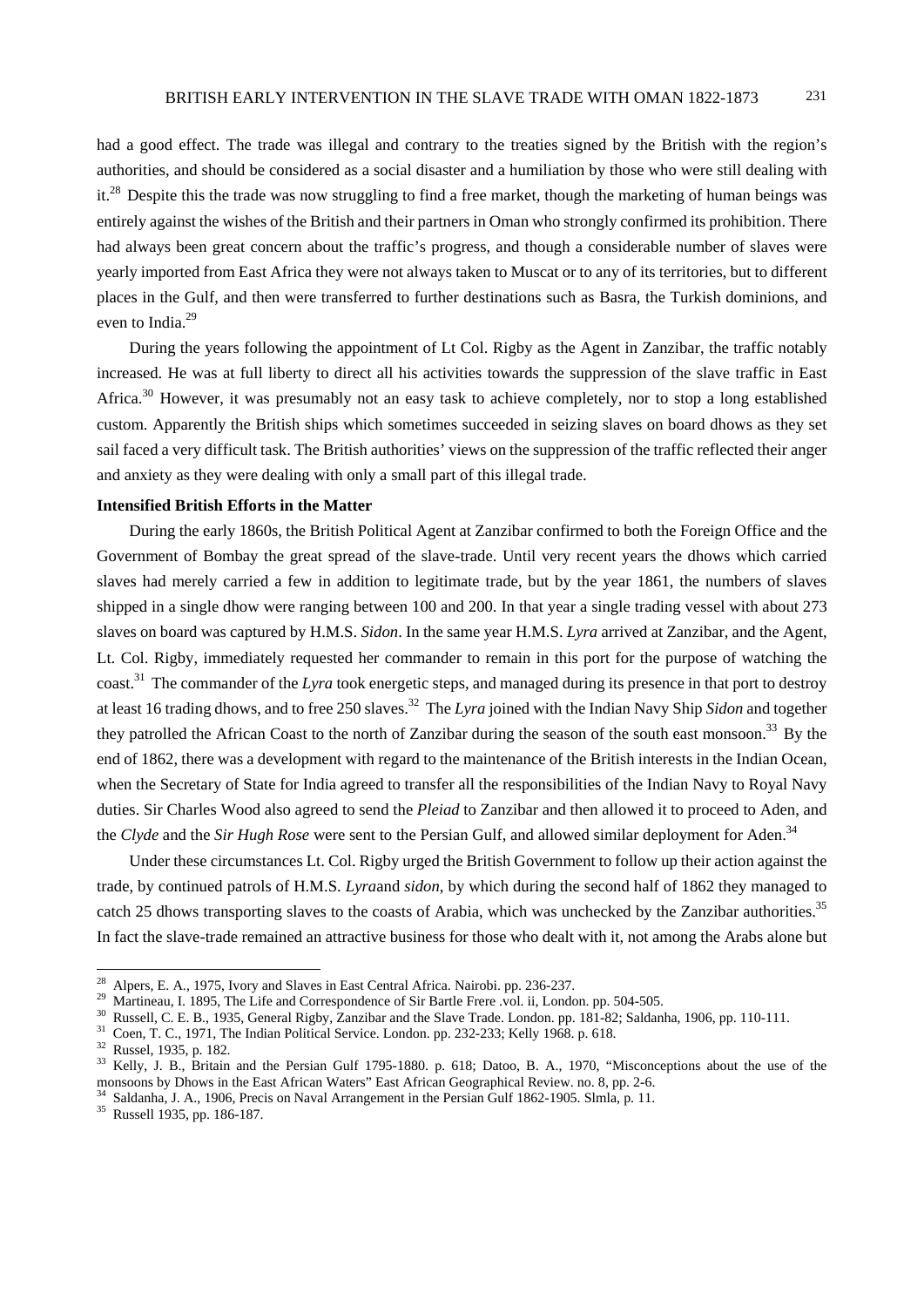had a good effect. The trade was illegal and contrary to the treaties signed by the British with the region's authorities, and should be considered as a social disaster and a humiliation by those who were still dealing with it.[28] Despite this the trade was now struggling to find a free market, though the marketing of human beings was entirely against the wishes of the British and their partners in Oman who strongly confirmed its prohibition. There had always been great concern about the traffic's progress, and though a considerable number of slaves were yearly imported from East Africa they were not always taken to Muscat or to any of its territories, but to different places in the Gulf, and then were transferred to further destinations such as Basra, the Turkish dominions, and even to India.[29]

During the years following the appointment of Lt Col. Rigby as the Agent in Zanzibar, the traffic notably increased. He was at full liberty to direct all his activities towards the suppression of the slave traffic in East Africa.[30] However, it was presumably not an easy task to achieve completely, nor to stop a long established custom. Apparently the British ships which sometimes succeeded in seizing slaves on board dhows as they set sail faced a very difficult task. The British authorities' views on the suppression of the traffic reflected their anger and anxiety as they were dealing with only a small part of this illegal trade.

**Intensified British Efforts in the Matter**

During the early 1860s, the British Political Agent at Zanzibar confirmed to both the Foreign Office and the Government of Bombay the great spread of the slave-trade. Until very recent years the dhows which carried slaves had merely carried a few in addition to legitimate trade, but by the year 1861, the numbers of slaves shipped in a single dhow were ranging between 100 and 200. In that year a single trading vessel with about 273 slaves on board was captured by H.M.S. *Sidon*. In the same year H.M.S. *Lyra* arrived at Zanzibar, and the Agent, Lt. Col. Rigby, immediately requested her commander to remain in this port for the purpose of watching the coast.[31] The commander of the *Lyra* took energetic steps, and managed during its presence in that port to destroy at least 16 trading dhows, and to free 250 slaves.[32] The *Lyra* joined with the Indian Navy Ship *Sidon* and together they patrolled the African Coast to the north of Zanzibar during the season of the south east monsoon.[33] By the end of 1862, there was a development with regard to the maintenance of the British interests in the Indian Ocean, when the Secretary of State for India agreed to transfer all the responsibilities of the Indian Navy to Royal Navy duties. Sir Charles Wood also agreed to send the *Pleiad* to Zanzibar and then allowed it to proceed to Aden, and the *Clyde* and the *Sir Hugh Rose* were sent to the Persian Gulf, and allowed similar deployment for Aden.[34]

Under these circumstances Lt. Col. Rigby urged the British Government to follow up their action against the trade, by continued patrols of H.M.S. *Lyra*and *sidon*, by which during the second half of 1862 they managed to catch 25 dhows transporting slaves to the coasts of Arabia, which was unchecked by the Zanzibar authorities.[35] In fact the slave-trade remained an attractive business for those who dealt with it, not among the Arabs alone but

---

[28] Alpers, E. A., 1975, Ivory and Slaves in East Central Africa. Nairobi. pp. 236-237.

[29] Martineau, I. 1895, The Life and Correspondence of Sir Bartle Frere .vol. ii, London. pp. 504-505.

[30] Russell, C. E. B., 1935, General Rigby, Zanzibar and the Slave Trade. London. pp. 181-82; Saldanha, 1906, pp. 110-111.

[31] Coen, T. C., 1971, The Indian Political Service. London. pp. 232-233; Kelly 1968. p. 618.

[32] Russel, 1935, p. 182.

[33] Kelly, J. B., Britain and the Persian Gulf 1795-1880. p. 618; Datoo, B. A., 1970, "Misconceptions about the use of the monsoons by Dhows in the East African Waters" East African Geographical Review. no. 8, pp. 2-6.

[34] Saldanha, J. A., 1906, Precis on Naval Arrangement in the Persian Gulf 1862-1905. Slmla, p. 11.

[35] Russell 1935, pp. 186-187.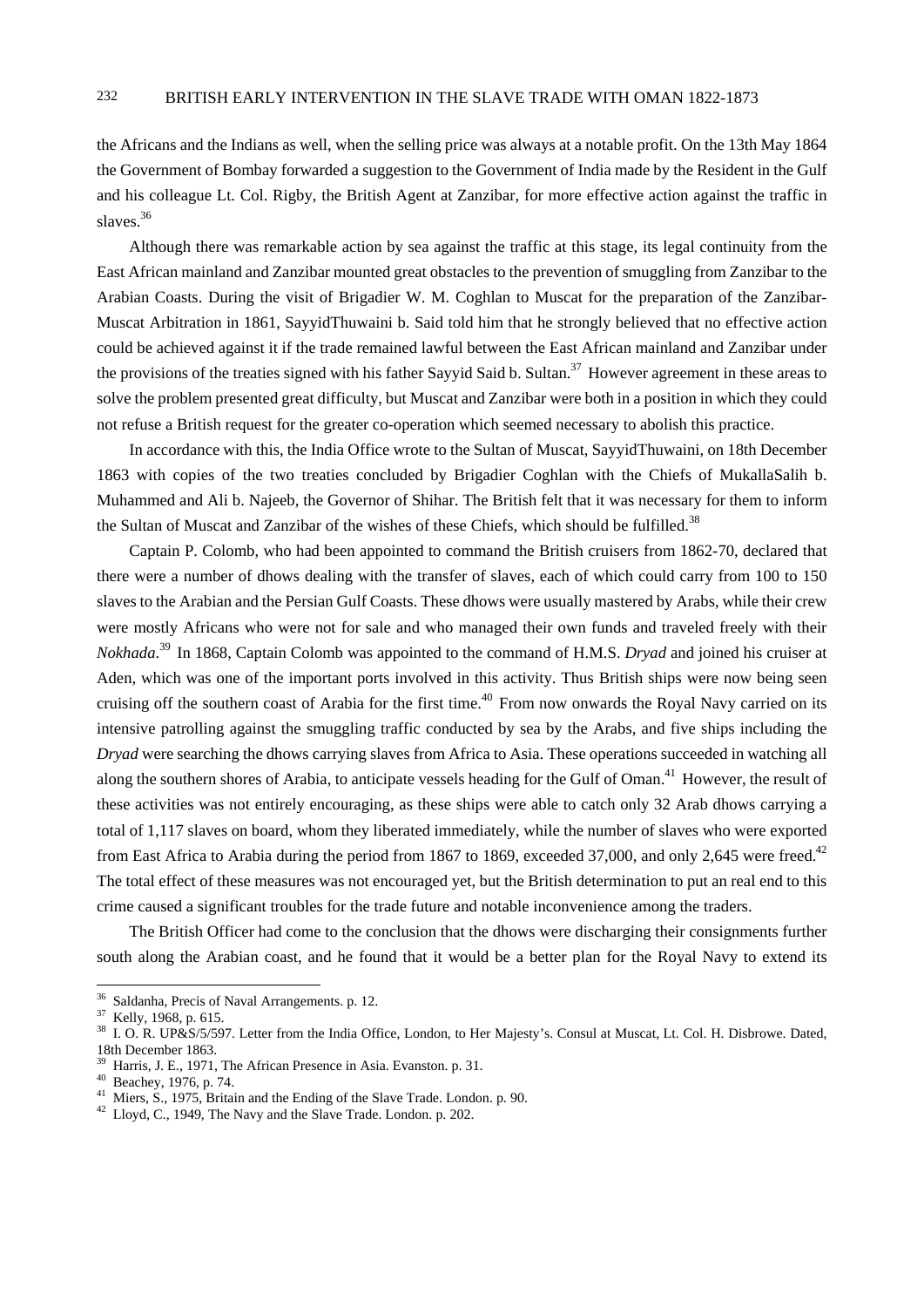the Africans and the Indians as well, when the selling price was always at a notable profit. On the 13th May 1864 the Government of Bombay forwarded a suggestion to the Government of India made by the Resident in the Gulf and his colleague Lt. Col. Rigby, the British Agent at Zanzibar, for more effective action against the traffic in slaves.[36]

Although there was remarkable action by sea against the traffic at this stage, its legal continuity from the East African mainland and Zanzibar mounted great obstacles to the prevention of smuggling from Zanzibar to the Arabian Coasts. During the visit of Brigadier W. M. Coghlan to Muscat for the preparation of the Zanzibar-Muscat Arbitration in 1861, SayyidThuwaini b. Said told him that he strongly believed that no effective action could be achieved against it if the trade remained lawful between the East African mainland and Zanzibar under the provisions of the treaties signed with his father Sayyid Said b. Sultan.[37] However agreement in these areas to solve the problem presented great difficulty, but Muscat and Zanzibar were both in a position in which they could not refuse a British request for the greater co-operation which seemed necessary to abolish this practice.

In accordance with this, the India Office wrote to the Sultan of Muscat, SayyidThuwaini, on 18th December 1863 with copies of the two treaties concluded by Brigadier Coghlan with the Chiefs of MukallaSalih b. Muhammed and Ali b. Najeeb, the Governor of Shihar. The British felt that it was necessary for them to inform the Sultan of Muscat and Zanzibar of the wishes of these Chiefs, which should be fulfilled.[38]

Captain P. Colomb, who had been appointed to command the British cruisers from 1862-70, declared that there were a number of dhows dealing with the transfer of slaves, each of which could carry from 100 to 150 slaves to the Arabian and the Persian Gulf Coasts. These dhows were usually mastered by Arabs, while their crew were mostly Africans who were not for sale and who managed their own funds and traveled freely with their *Nokhada*.[39] In 1868, Captain Colomb was appointed to the command of H.M.S. *Dryad* and joined his cruiser at Aden, which was one of the important ports involved in this activity. Thus British ships were now being seen cruising off the southern coast of Arabia for the first time.[40] From now onwards the Royal Navy carried on its intensive patrolling against the smuggling traffic conducted by sea by the Arabs, and five ships including the *Dryad* were searching the dhows carrying slaves from Africa to Asia. These operations succeeded in watching all along the southern shores of Arabia, to anticipate vessels heading for the Gulf of Oman.[41] However, the result of these activities was not entirely encouraging, as these ships were able to catch only 32 Arab dhows carrying a total of 1,117 slaves on board, whom they liberated immediately, while the number of slaves who were exported from East Africa to Arabia during the period from 1867 to 1869, exceeded 37,000, and only 2,645 were freed.[42] The total effect of these measures was not encouraged yet, but the British determination to put an real end to this crime caused a significant troubles for the trade future and notable inconvenience among the traders.

The British Officer had come to the conclusion that the dhows were discharging their consignments further south along the Arabian coast, and he found that it would be a better plan for the Royal Navy to extend its

---

[36] Saldanha, Precis of Naval Arrangements. p. 12.
[37] Kelly, 1968, p. 615.
[38] I. O. R. UP&S/5/597. Letter from the India Office, London, to Her Majesty's. Consul at Muscat, Lt. Col. H. Disbrowe. Dated, 18th December 1863.
[39] Harris, J. E., 1971, The African Presence in Asia. Evanston. p. 31.
[40] Beachey, 1976, p. 74.
[41] Miers, S., 1975, Britain and the Ending of the Slave Trade. London. p. 90.
[42] Lloyd, C., 1949, The Navy and the Slave Trade. London. p. 202.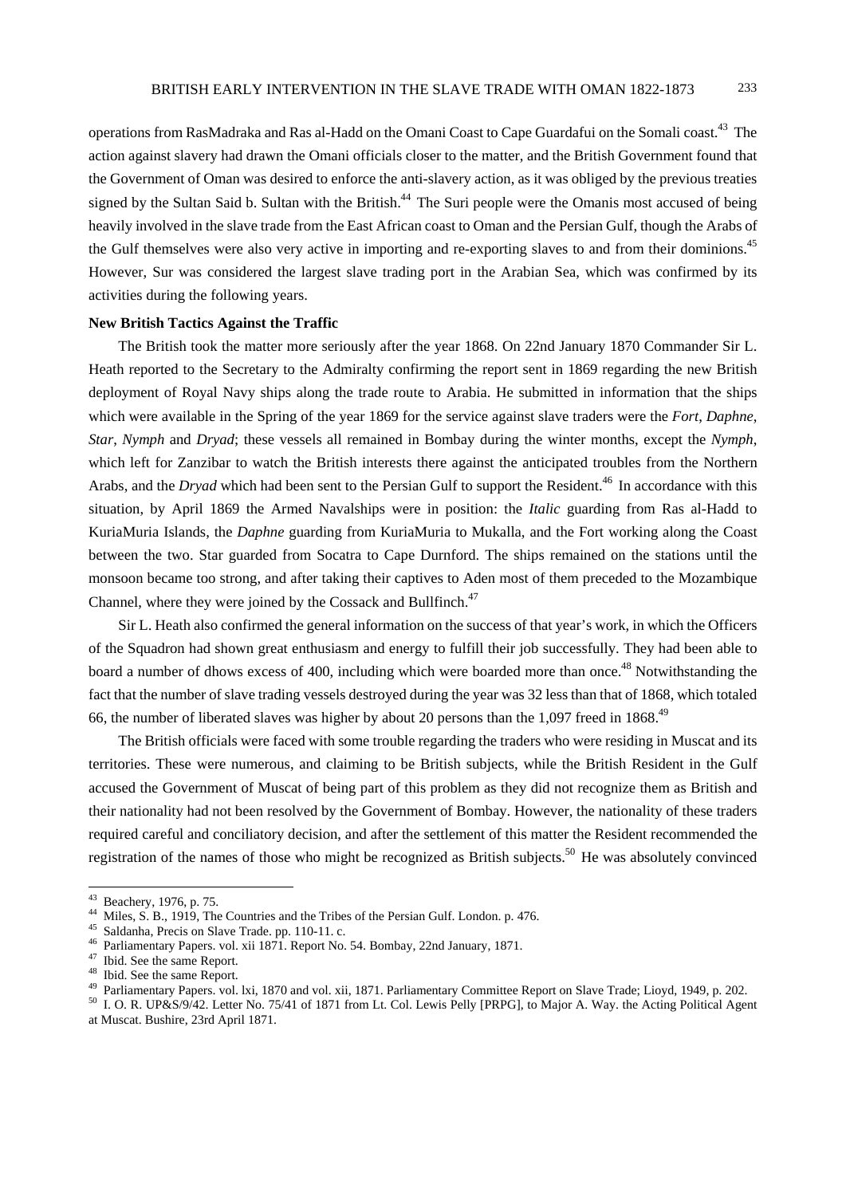operations from RasMadraka and Ras al-Hadd on the Omani Coast to Cape Guardafui on the Somali coast.[43] The action against slavery had drawn the Omani officials closer to the matter, and the British Government found that the Government of Oman was desired to enforce the anti-slavery action, as it was obliged by the previous treaties signed by the Sultan Said b. Sultan with the British.[44] The Suri people were the Omanis most accused of being heavily involved in the slave trade from the East African coast to Oman and the Persian Gulf, though the Arabs of the Gulf themselves were also very active in importing and re-exporting slaves to and from their dominions.[45] However, Sur was considered the largest slave trading port in the Arabian Sea, which was confirmed by its activities during the following years.

**New British Tactics Against the Traffic**

The British took the matter more seriously after the year 1868. On 22nd January 1870 Commander Sir L. Heath reported to the Secretary to the Admiralty confirming the report sent in 1869 regarding the new British deployment of Royal Navy ships along the trade route to Arabia. He submitted in information that the ships which were available in the Spring of the year 1869 for the service against slave traders were the *Fort*, *Daphne*, *Star*, *Nymph* and *Dryad*; these vessels all remained in Bombay during the winter months, except the *Nymph*, which left for Zanzibar to watch the British interests there against the anticipated troubles from the Northern Arabs, and the *Dryad* which had been sent to the Persian Gulf to support the Resident.[46] In accordance with this situation, by April 1869 the Armed Navalships were in position: the *Italic* guarding from Ras al-Hadd to KuriaMuria Islands, the *Daphne* guarding from KuriaMuria to Mukalla, and the Fort working along the Coast between the two. Star guarded from Socatra to Cape Durnford. The ships remained on the stations until the monsoon became too strong, and after taking their captives to Aden most of them preceded to the Mozambique Channel, where they were joined by the Cossack and Bullfinch.[47]

Sir L. Heath also confirmed the general information on the success of that year's work, in which the Officers of the Squadron had shown great enthusiasm and energy to fulfill their job successfully. They had been able to board a number of dhows excess of 400, including which were boarded more than once.[48] Notwithstanding the fact that the number of slave trading vessels destroyed during the year was 32 less than that of 1868, which totaled 66, the number of liberated slaves was higher by about 20 persons than the 1,097 freed in 1868.[49]

The British officials were faced with some trouble regarding the traders who were residing in Muscat and its territories. These were numerous, and claiming to be British subjects, while the British Resident in the Gulf accused the Government of Muscat of being part of this problem as they did not recognize them as British and their nationality had not been resolved by the Government of Bombay. However, the nationality of these traders required careful and conciliatory decision, and after the settlement of this matter the Resident recommended the registration of the names of those who might be recognized as British subjects.[50] He was absolutely convinced

---

[43] Beachery, 1976, p. 75.

[44] Miles, S. B., 1919, The Countries and the Tribes of the Persian Gulf. London. p. 476.

[45] Saldanha, Precis on Slave Trade. pp. 110-11. c.

[46] Parliamentary Papers. vol. xii 1871. Report No. 54. Bombay, 22nd January, 1871.

[47] Ibid. See the same Report.

[48] Ibid. See the same Report.

[49] Parliamentary Papers. vol. lxi, 1870 and vol. xii, 1871. Parliamentary Committee Report on Slave Trade; Lioyd, 1949, p. 202.

[50] I. O. R. UP&S/9/42. Letter No. 75/41 of 1871 from Lt. Col. Lewis Pelly [PRPG], to Major A. Way. the Acting Political Agent at Muscat. Bushire, 23rd April 1871.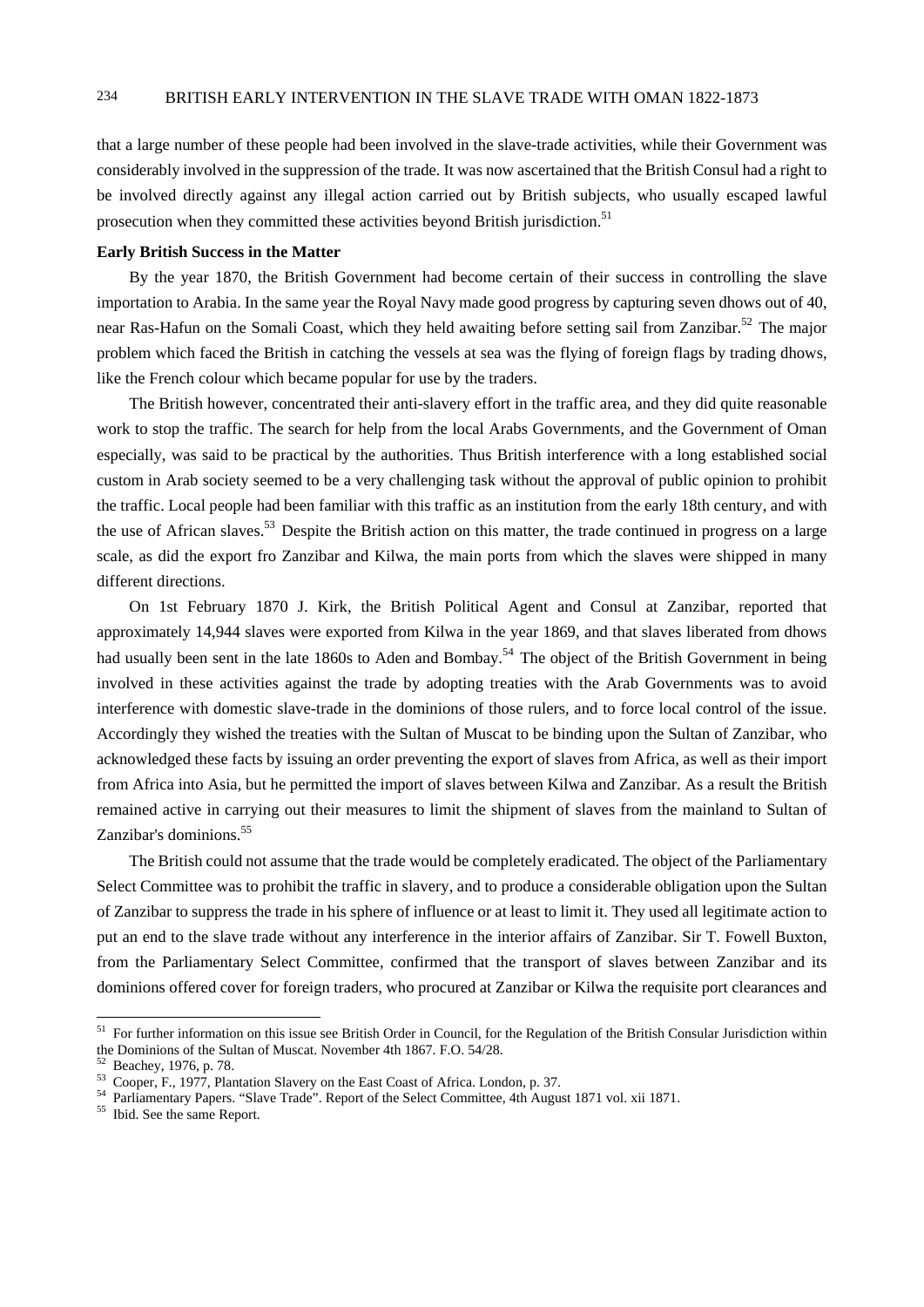that a large number of these people had been involved in the slave-trade activities, while their Government was considerably involved in the suppression of the trade. It was now ascertained that the British Consul had a right to be involved directly against any illegal action carried out by British subjects, who usually escaped lawful prosecution when they committed these activities beyond British jurisdiction.[51]

**Early British Success in the Matter**

By the year 1870, the British Government had become certain of their success in controlling the slave importation to Arabia. In the same year the Royal Navy made good progress by capturing seven dhows out of 40, near Ras-Hafun on the Somali Coast, which they held awaiting before setting sail from Zanzibar.[52] The major problem which faced the British in catching the vessels at sea was the flying of foreign flags by trading dhows, like the French colour which became popular for use by the traders.

The British however, concentrated their anti-slavery effort in the traffic area, and they did quite reasonable work to stop the traffic. The search for help from the local Arabs Governments, and the Government of Oman especially, was said to be practical by the authorities. Thus British interference with a long established social custom in Arab society seemed to be a very challenging task without the approval of public opinion to prohibit the traffic. Local people had been familiar with this traffic as an institution from the early 18th century, and with the use of African slaves.[53] Despite the British action on this matter, the trade continued in progress on a large scale, as did the export fro Zanzibar and Kilwa, the main ports from which the slaves were shipped in many different directions.

On 1st February 1870 J. Kirk, the British Political Agent and Consul at Zanzibar, reported that approximately 14,944 slaves were exported from Kilwa in the year 1869, and that slaves liberated from dhows had usually been sent in the late 1860s to Aden and Bombay.[54] The object of the British Government in being involved in these activities against the trade by adopting treaties with the Arab Governments was to avoid interference with domestic slave-trade in the dominions of those rulers, and to force local control of the issue. Accordingly they wished the treaties with the Sultan of Muscat to be binding upon the Sultan of Zanzibar, who acknowledged these facts by issuing an order preventing the export of slaves from Africa, as well as their import from Africa into Asia, but he permitted the import of slaves between Kilwa and Zanzibar. As a result the British remained active in carrying out their measures to limit the shipment of slaves from the mainland to Sultan of Zanzibar's dominions.[55]

The British could not assume that the trade would be completely eradicated. The object of the Parliamentary Select Committee was to prohibit the traffic in slavery, and to produce a considerable obligation upon the Sultan of Zanzibar to suppress the trade in his sphere of influence or at least to limit it. They used all legitimate action to put an end to the slave trade without any interference in the interior affairs of Zanzibar. Sir T. Fowell Buxton, from the Parliamentary Select Committee, confirmed that the transport of slaves between Zanzibar and its dominions offered cover for foreign traders, who procured at Zanzibar or Kilwa the requisite port clearances and

---

[51] For further information on this issue see British Order in Council, for the Regulation of the British Consular Jurisdiction within the Dominions of the Sultan of Muscat. November 4th 1867. F.O. 54/28.

[52] Beachey, 1976, p. 78.

[53] Cooper, F., 1977, Plantation Slavery on the East Coast of Africa. London, p. 37.

[54] Parliamentary Papers. "Slave Trade". Report of the Select Committee, 4th August 1871 vol. xii 1871.

[55] Ibid. See the same Report.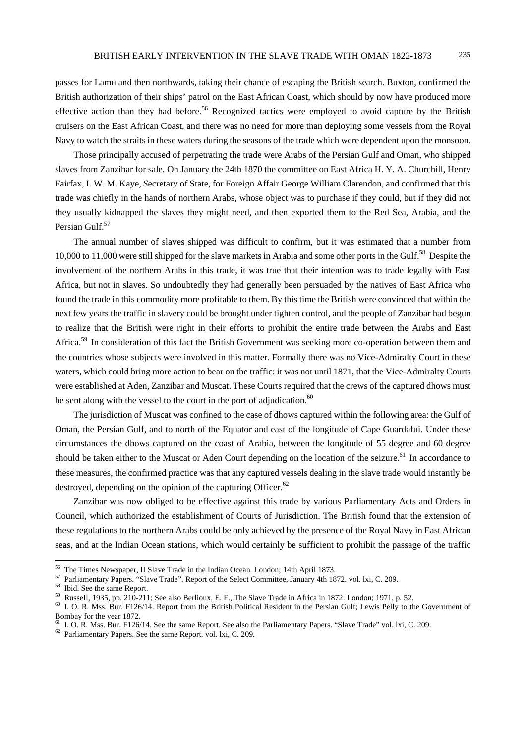passes for Lamu and then northwards, taking their chance of escaping the British search. Buxton, confirmed the British authorization of their ships' patrol on the East African Coast, which should by now have produced more effective action than they had before.[56] Recognized tactics were employed to avoid capture by the British cruisers on the East African Coast, and there was no need for more than deploying some vessels from the Royal Navy to watch the straits in these waters during the seasons of the trade which were dependent upon the monsoon.

Those principally accused of perpetrating the trade were Arabs of the Persian Gulf and Oman, who shipped slaves from Zanzibar for sale. On January the 24th 1870 the committee on East Africa H. Y. A. Churchill, Henry Fairfax, I. W. M. Kaye, *S*ecretary of State, for Foreign Affair George William Clarendon, and confirmed that this trade was chiefly in the hands of northern Arabs, whose object was to purchase if they could, but if they did not they usually kidnapped the slaves they might need, and then exported them to the Red Sea, Arabia, and the Persian Gulf.[57]

The annual number of slaves shipped was difficult to confirm, but it was estimated that a number from 10,000 to 11,000 were still shipped for the slave markets in Arabia and some other ports in the Gulf.[58] Despite the involvement of the northern Arabs in this trade, it was true that their intention was to trade legally with East Africa, but not in slaves. So undoubtedly they had generally been persuaded by the natives of East Africa who found the trade in this commodity more profitable to them. By this time the British were convinced that within the next few years the traffic in slavery could be brought under tighten control, and the people of Zanzibar had begun to realize that the British were right in their efforts to prohibit the entire trade between the Arabs and East Africa.[59] In consideration of this fact the British Government was seeking more co-operation between them and the countries whose subjects were involved in this matter. Formally there was no Vice-Admiralty Court in these waters, which could bring more action to bear on the traffic: it was not until 1871, that the Vice-Admiralty Courts were established at Aden, Zanzibar and Muscat. These Courts required that the crews of the captured dhows must be sent along with the vessel to the court in the port of adjudication.[60]

The jurisdiction of Muscat was confined to the case of dhows captured within the following area: the Gulf of Oman, the Persian Gulf, and to north of the Equator and east of the longitude of Cape Guardafui. Under these circumstances the dhows captured on the coast of Arabia, between the longitude of 55 degree and 60 degree should be taken either to the Muscat or Aden Court depending on the location of the seizure.[61] In accordance to these measures, the confirmed practice was that any captured vessels dealing in the slave trade would instantly be destroyed, depending on the opinion of the capturing Officer.[62]

Zanzibar was now obliged to be effective against this trade by various Parliamentary Acts and Orders in Council, which authorized the establishment of Courts of Jurisdiction. The British found that the extension of these regulations to the northern Arabs could be only achieved by the presence of the Royal Navy in East African seas, and at the Indian Ocean stations, which would certainly be sufficient to prohibit the passage of the traffic

---

[56] The Times Newspaper, II Slave Trade in the Indian Ocean. London; 14th April 1873.

[57] Parliamentary Papers. "Slave Trade". Report of the Select Committee, January 4th 1872. vol. lxi, C. 209.

[58] Ibid. See the same Report.

[59] Russell, 1935, pp. 210-211; See also Berlioux, E. F., The Slave Trade in Africa in 1872. London; 1971, p. 52.

[60] I. O. R. Mss. Bur. F126/14. Report from the British Political Resident in the Persian Gulf; Lewis Pelly to the Government of Bombay for the year 1872.

[61] I. O. R. Mss. Bur. F126/14. See the same Report. See also the Parliamentary Papers. "Slave Trade" vol. lxi, C. 209.

[62] Parliamentary Papers. See the same Report. vol. lxi, C. 209.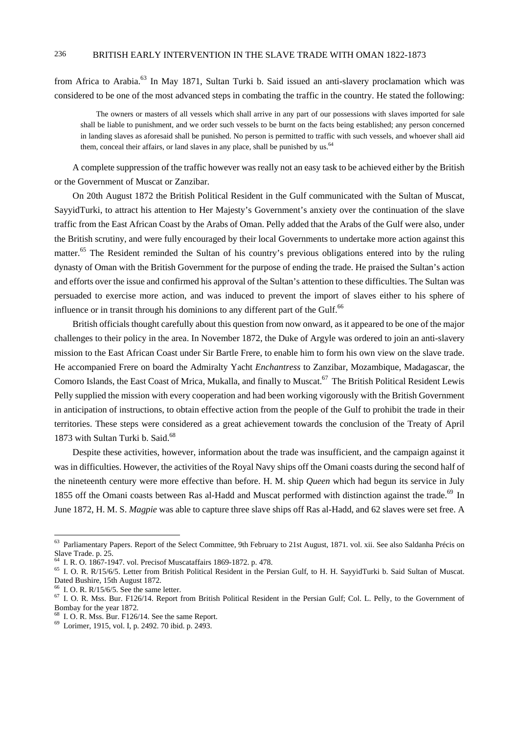from Africa to Arabia.[63] In May 1871, Sultan Turki b. Said issued an anti-slavery proclamation which was considered to be one of the most advanced steps in combating the traffic in the country. He stated the following:

> The owners or masters of all vessels which shall arrive in any part of our possessions with slaves imported for sale shall be liable to punishment, and we order such vessels to be burnt on the facts being established; any person concerned in landing slaves as aforesaid shall be punished. No person is permitted to traffic with such vessels, and whoever shall aid them, conceal their affairs, or land slaves in any place, shall be punished by us.[64]

A complete suppression of the traffic however was really not an easy task to be achieved either by the British or the Government of Muscat or Zanzibar.

On 20th August 1872 the British Political Resident in the Gulf communicated with the Sultan of Muscat, SayyidTurki, to attract his attention to Her Majesty's Government's anxiety over the continuation of the slave traffic from the East African Coast by the Arabs of Oman. Pelly added that the Arabs of the Gulf were also, under the British scrutiny, and were fully encouraged by their local Governments to undertake more action against this matter.[65] The Resident reminded the Sultan of his country's previous obligations entered into by the ruling dynasty of Oman with the British Government for the purpose of ending the trade. He praised the Sultan's action and efforts over the issue and confirmed his approval of the Sultan's attention to these difficulties. The Sultan was persuaded to exercise more action, and was induced to prevent the import of slaves either to his sphere of influence or in transit through his dominions to any different part of the Gulf.[66]

British officials thought carefully about this question from now onward, as it appeared to be one of the major challenges to their policy in the area. In November 1872, the Duke of Argyle was ordered to join an anti-slavery mission to the East African Coast under Sir Bartle Frere, to enable him to form his own view on the slave trade. He accompanied Frere on board the Admiralty Yacht *Enchantress* to Zanzibar, Mozambique, Madagascar, the Comoro Islands, the East Coast of Mrica, Mukalla, and finally to Muscat.[67] The British Political Resident Lewis Pelly supplied the mission with every cooperation and had been working vigorously with the British Government in anticipation of instructions, to obtain effective action from the people of the Gulf to prohibit the trade in their territories. These steps were considered as a great achievement towards the conclusion of the Treaty of April 1873 with Sultan Turki b. Said.[68]

Despite these activities, however, information about the trade was insufficient, and the campaign against it was in difficulties. However, the activities of the Royal Navy ships off the Omani coasts during the second half of the nineteenth century were more effective than before. H. M. ship *Queen* which had begun its service in July 1855 off the Omani coasts between Ras al-Hadd and Muscat performed with distinction against the trade.[69] In June 1872, H. M. S. *Magpie* was able to capture three slave ships off Ras al-Hadd, and 62 slaves were set free. A

---

[63] Parliamentary Papers. Report of the Select Committee, 9th February to 21st August, 1871. vol. xii. See also Saldanha Précis on Slave Trade. p. 25.

[64] I. R. O. 1867-1947. vol. Precisof Muscataffairs 1869-1872. p. 478.

[65] I. O. R. R/15/6/5. Letter from British Political Resident in the Persian Gulf, to H. H. SayyidTurki b. Said Sultan of Muscat. Dated Bushire, 15th August 1872.

[66] I. O. R. R/15/6/5. See the same letter.

[67] I. O. R. Mss. Bur. F126/14. Report from British Political Resident in the Persian Gulf; Col. L. Pelly, to the Government of Bombay for the year 1872.

[68] I. O. R. Mss. Bur. F126/14. See the same Report.

[69] Lorimer, 1915, vol. I, p. 2492. 70 ibid. p. 2493.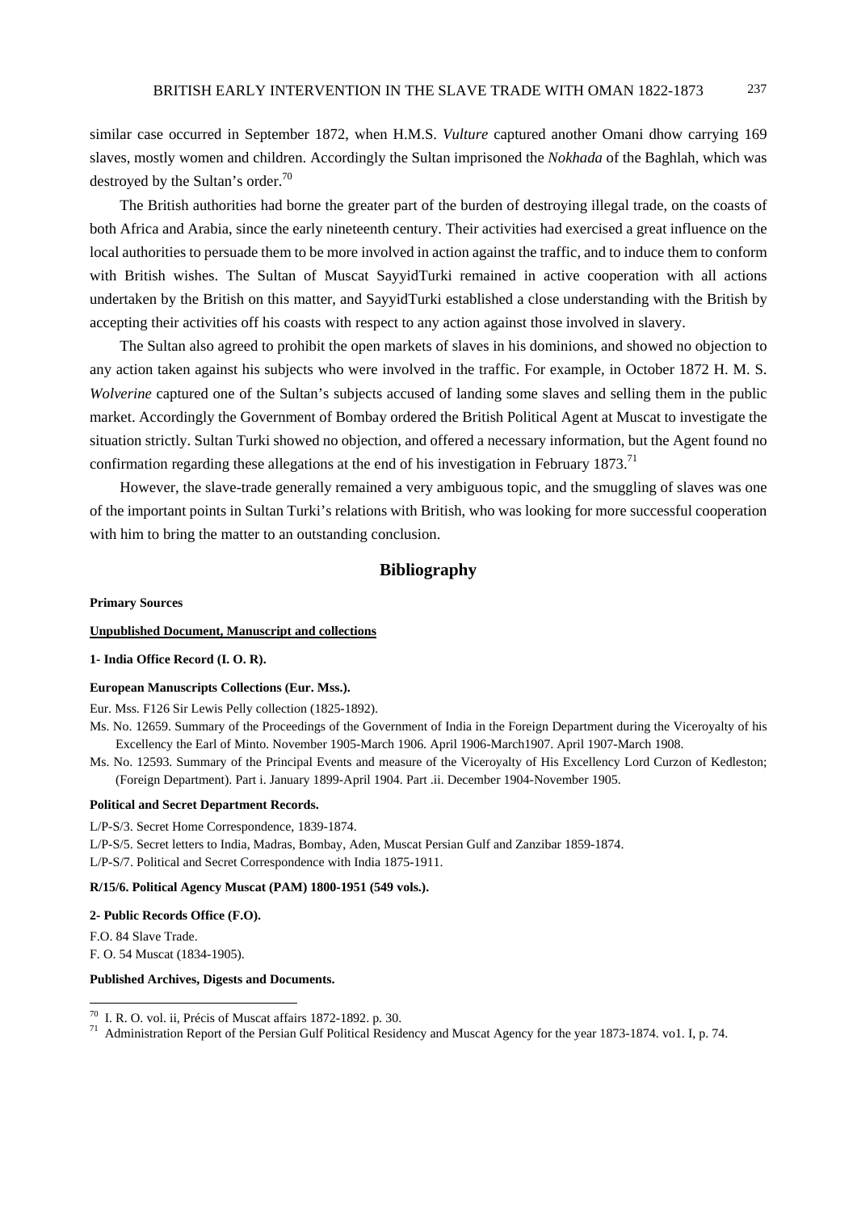similar case occurred in September 1872, when H.M.S. *Vulture* captured another Omani dhow carrying 169 slaves, mostly women and children. Accordingly the Sultan imprisoned the *Nokhada* of the Baghlah, which was destroyed by the Sultan's order.[70]

The British authorities had borne the greater part of the burden of destroying illegal trade, on the coasts of both Africa and Arabia, since the early nineteenth century. Their activities had exercised a great influence on the local authorities to persuade them to be more involved in action against the traffic, and to induce them to conform with British wishes. The Sultan of Muscat SayyidTurki remained in active cooperation with all actions undertaken by the British on this matter, and SayyidTurki established a close understanding with the British by accepting their activities off his coasts with respect to any action against those involved in slavery.

The Sultan also agreed to prohibit the open markets of slaves in his dominions, and showed no objection to any action taken against his subjects who were involved in the traffic. For example, in October 1872 H. M. S. *Wolverine* captured one of the Sultan's subjects accused of landing some slaves and selling them in the public market. Accordingly the Government of Bombay ordered the British Political Agent at Muscat to investigate the situation strictly. Sultan Turki showed no objection, and offered a necessary information, but the Agent found no confirmation regarding these allegations at the end of his investigation in February 1873.[71]

However, the slave-trade generally remained a very ambiguous topic, and the smuggling of slaves was one of the important points in Sultan Turki's relations with British, who was looking for more successful cooperation with him to bring the matter to an outstanding conclusion.

## Bibliography

**Primary Sources**

**Unpublished Document, Manuscript and collections**

**1- India Office Record (I. O. R).**

**European Manuscripts Collections (Eur. Mss.).**

Eur. Mss. F126 Sir Lewis Pelly collection (1825-1892).

Ms. No. 12659. Summary of the Proceedings of the Government of India in the Foreign Department during the Viceroyalty of his Excellency the Earl of Minto. November 1905-March 1906. April 1906-March1907. April 1907-March 1908.

Ms. No. 12593. Summary of the Principal Events and measure of the Viceroyalty of His Excellency Lord Curzon of Kedleston; (Foreign Department). Part i. January 1899-April 1904. Part .ii. December 1904-November 1905.

**Political and Secret Department Records.**

L/P-S/3. Secret Home Correspondence, 1839-1874.

L/P-S/5. Secret letters to India, Madras, Bombay, Aden, Muscat Persian Gulf and Zanzibar 1859-1874.

L/P-S/7. Political and Secret Correspondence with India 1875-1911.

**R/15/6. Political Agency Muscat (PAM) 1800-1951 (549 vols.).**

**2- Public Records Office (F.O).**

F.O. 84 Slave Trade.

F. O. 54 Muscat (1834-1905).

**Published Archives, Digests and Documents.**

---

[70] I. R. O. vol. ii, Précis of Muscat affairs 1872-1892. p. 30.

[71] Administration Report of the Persian Gulf Political Residency and Muscat Agency for the year 1873-1874. vo1. I, p. 74.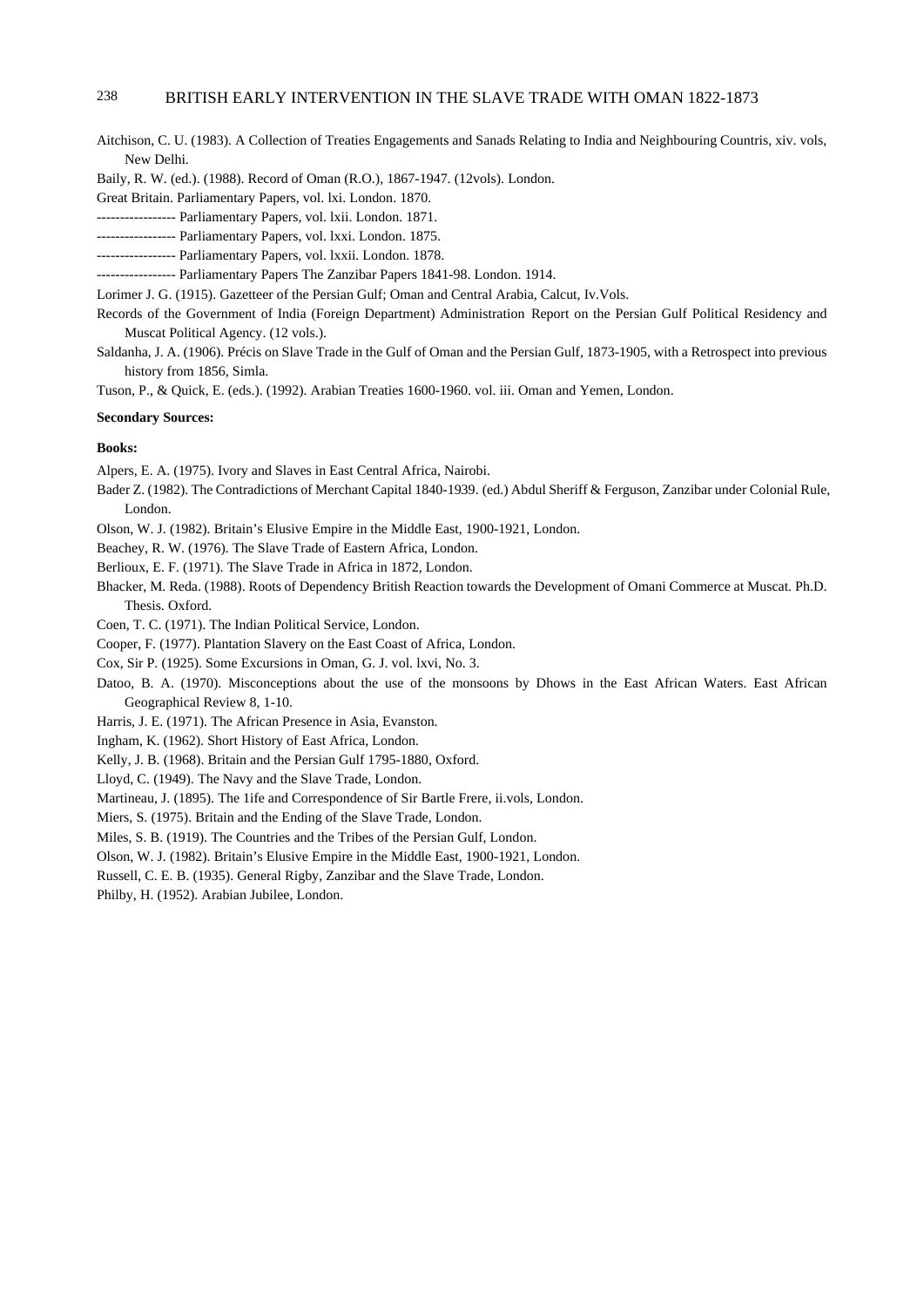Aitchison, C. U. (1983). A Collection of Treaties Engagements and Sanads Relating to India and Neighbouring Countris, xiv. vols, New Delhi.

Baily, R. W. (ed.). (1988). Record of Oman (R.O.), 1867-1947. (12vols). London.

Great Britain. Parliamentary Papers, vol. lxi. London. 1870.

----------------- Parliamentary Papers, vol. lxii. London. 1871.

----------------- Parliamentary Papers, vol. lxxi. London. 1875.

----------------- Parliamentary Papers, vol. lxxii. London. 1878.

----------------- Parliamentary Papers The Zanzibar Papers 1841-98. London. 1914.

Lorimer J. G. (1915). Gazetteer of the Persian Gulf; Oman and Central Arabia, Calcut, Iv.Vols.

Records of the Government of India (Foreign Department) Administration Report on the Persian Gulf Political Residency and Muscat Political Agency. (12 vols.).

Saldanha, J. A. (1906). Précis on Slave Trade in the Gulf of Oman and the Persian Gulf, 1873-1905, with a Retrospect into previous history from 1856, Simla.

Tuson, P., & Quick, E. (eds.). (1992). Arabian Treaties 1600-1960. vol. iii. Oman and Yemen, London.

**Secondary Sources:**

**Books:**

Alpers, E. A. (1975). Ivory and Slaves in East Central Africa, Nairobi.

Bader Z. (1982). The Contradictions of Merchant Capital 1840-1939. (ed.) Abdul Sheriff & Ferguson, Zanzibar under Colonial Rule, London.

Olson, W. J. (1982). Britain's Elusive Empire in the Middle East, 1900-1921, London.

Beachey, R. W. (1976). The Slave Trade of Eastern Africa, London.

Berlioux, E. F. (1971). The Slave Trade in Africa in 1872, London.

Bhacker, M. Reda. (1988). Roots of Dependency British Reaction towards the Development of Omani Commerce at Muscat. Ph.D. Thesis. Oxford.

Coen, T. C. (1971). The Indian Political Service, London.

Cooper, F. (1977). Plantation Slavery on the East Coast of Africa, London.

Cox, Sir P. (1925). Some Excursions in Oman, G. J. vol. lxvi, No. 3.

Datoo, B. A. (1970). Misconceptions about the use of the monsoons by Dhows in the East African Waters. East African Geographical Review 8, 1-10.

Harris, J. E. (1971). The African Presence in Asia, Evanston.

Ingham, K. (1962). Short History of East Africa, London.

Kelly, J. B. (1968). Britain and the Persian Gulf 1795-1880, Oxford.

Lloyd, C. (1949). The Navy and the Slave Trade, London.

Martineau, J. (1895). The 1ife and Correspondence of Sir Bartle Frere, ii.vols, London.

Miers, S. (1975). Britain and the Ending of the Slave Trade, London.

Miles, S. B. (1919). The Countries and the Tribes of the Persian Gulf, London.

Olson, W. J. (1982). Britain's Elusive Empire in the Middle East, 1900-1921, London.

Russell, C. E. B. (1935). General Rigby, Zanzibar and the Slave Trade, London.

Philby, H. (1952). Arabian Jubilee, London.